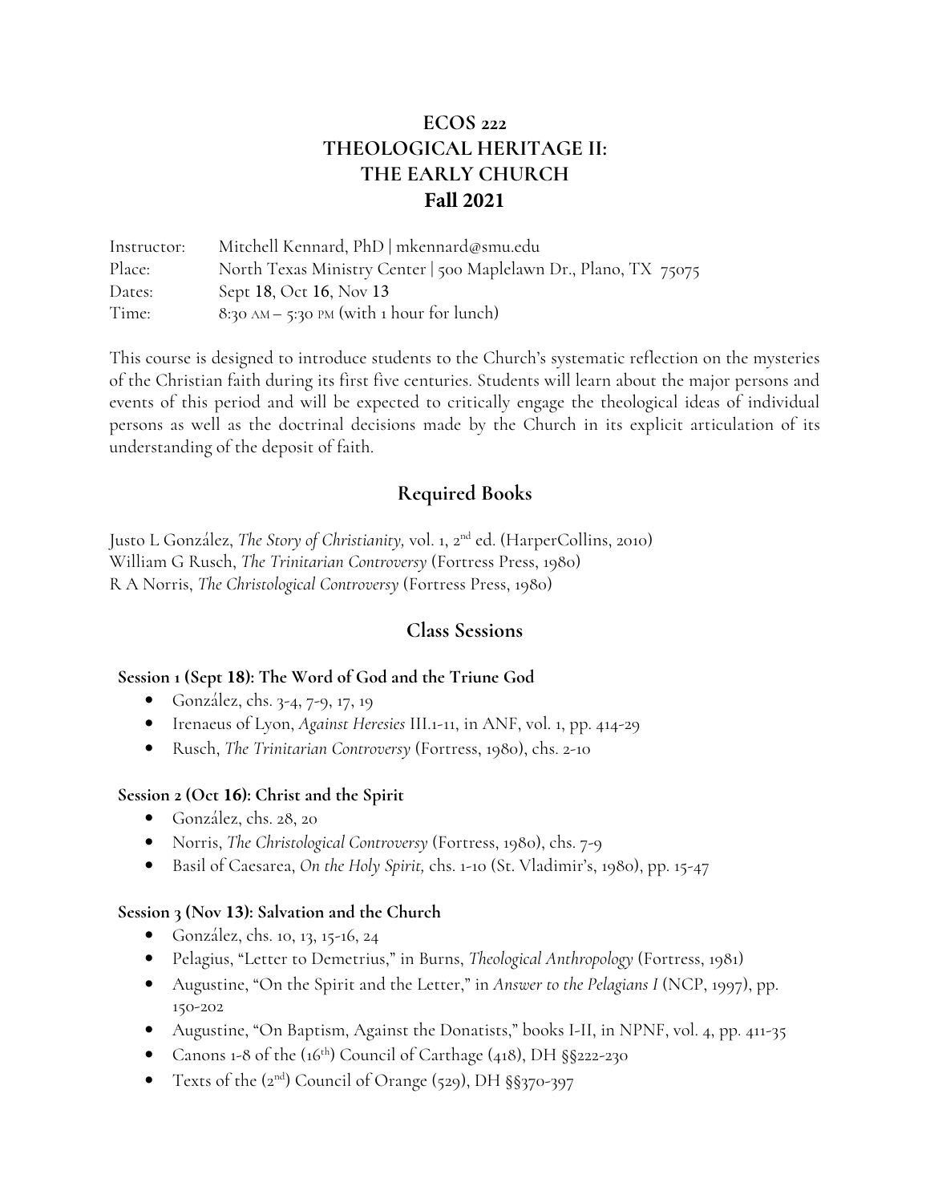# ECOS 222
# THEOLOGICAL HERITAGE II:
# THE EARLY CHURCH
# Fall 2021

| | |
|---|---|
| Instructor: | Mitchell Kennard, PhD \| mkennard@smu.edu |
| Place: | North Texas Ministry Center \| 500 Maplelawn Dr., Plano, TX 75075 |
| Dates: | Sept 18, Oct 16, Nov 13 |
| Time: | 8:30 AM – 5:30 PM (with 1 hour for lunch) |

This course is designed to introduce students to the Church's systematic reflection on the mysteries of the Christian faith during its first five centuries. Students will learn about the major persons and events of this period and will be expected to critically engage the theological ideas of individual persons as well as the doctrinal decisions made by the Church in its explicit articulation of its understanding of the deposit of faith.

## Required Books

Justo L González, *The Story of Christianity,* vol. 1, 2nd ed. (HarperCollins, 2010)
William G Rusch, *The Trinitarian Controversy* (Fortress Press, 1980)
R A Norris, *The Christological Controversy* (Fortress Press, 1980)

## Class Sessions

### Session 1 (Sept 18): The Word of God and the Triune God

- González, chs. 3-4, 7-9, 17, 19
- Irenaeus of Lyon, *Against Heresies* III.1-11, in ANF, vol. 1, pp. 414-29
- Rusch, *The Trinitarian Controversy* (Fortress, 1980), chs. 2-10

### Session 2 (Oct 16): Christ and the Spirit

- González, chs. 28, 20
- Norris, *The Christological Controversy* (Fortress, 1980), chs. 7-9
- Basil of Caesarea, *On the Holy Spirit,* chs. 1-10 (St. Vladimir's, 1980), pp. 15-47

### Session 3 (Nov 13): Salvation and the Church

- González, chs. 10, 13, 15-16, 24
- Pelagius, "Letter to Demetrius," in Burns, *Theological Anthropology* (Fortress, 1981)
- Augustine, "On the Spirit and the Letter," in *Answer to the Pelagians I* (NCP, 1997), pp. 150-202
- Augustine, "On Baptism, Against the Donatists," books I-II, in NPNF, vol. 4, pp. 411-35
- Canons 1-8 of the (16th) Council of Carthage (418), DH §§222-230
- Texts of the (2nd) Council of Orange (529), DH §§370-397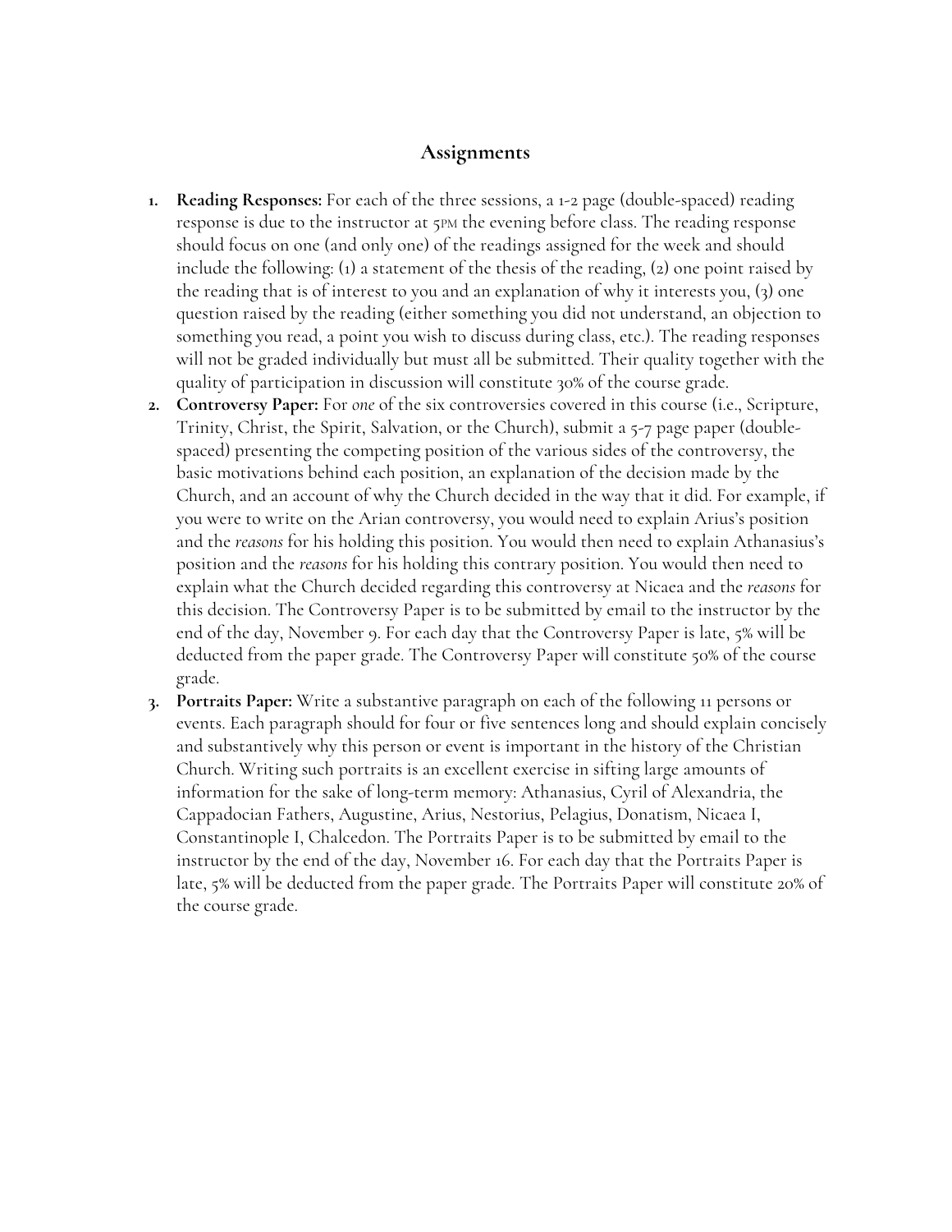## Assignments

1. **Reading Responses:** For each of the three sessions, a 1-2 page (double-spaced) reading response is due to the instructor at 5PM the evening before class. The reading response should focus on one (and only one) of the readings assigned for the week and should include the following: (1) a statement of the thesis of the reading, (2) one point raised by the reading that is of interest to you and an explanation of why it interests you, (3) one question raised by the reading (either something you did not understand, an objection to something you read, a point you wish to discuss during class, etc.). The reading responses will not be graded individually but must all be submitted. Their quality together with the quality of participation in discussion will constitute 30% of the course grade.
2. **Controversy Paper:** For *one* of the six controversies covered in this course (i.e., Scripture, Trinity, Christ, the Spirit, Salvation, or the Church), submit a 5-7 page paper (double-spaced) presenting the competing position of the various sides of the controversy, the basic motivations behind each position, an explanation of the decision made by the Church, and an account of why the Church decided in the way that it did. For example, if you were to write on the Arian controversy, you would need to explain Arius's position and the *reasons* for his holding this position. You would then need to explain Athanasius's position and the *reasons* for his holding this contrary position. You would then need to explain what the Church decided regarding this controversy at Nicaea and the *reasons* for this decision. The Controversy Paper is to be submitted by email to the instructor by the end of the day, November 9. For each day that the Controversy Paper is late, 5% will be deducted from the paper grade. The Controversy Paper will constitute 50% of the course grade.
3. **Portraits Paper:** Write a substantive paragraph on each of the following 11 persons or events. Each paragraph should for four or five sentences long and should explain concisely and substantively why this person or event is important in the history of the Christian Church. Writing such portraits is an excellent exercise in sifting large amounts of information for the sake of long-term memory: Athanasius, Cyril of Alexandria, the Cappadocian Fathers, Augustine, Arius, Nestorius, Pelagius, Donatism, Nicaea I, Constantinople I, Chalcedon. The Portraits Paper is to be submitted by email to the instructor by the end of the day, November 16. For each day that the Portraits Paper is late, 5% will be deducted from the paper grade. The Portraits Paper will constitute 20% of the course grade.